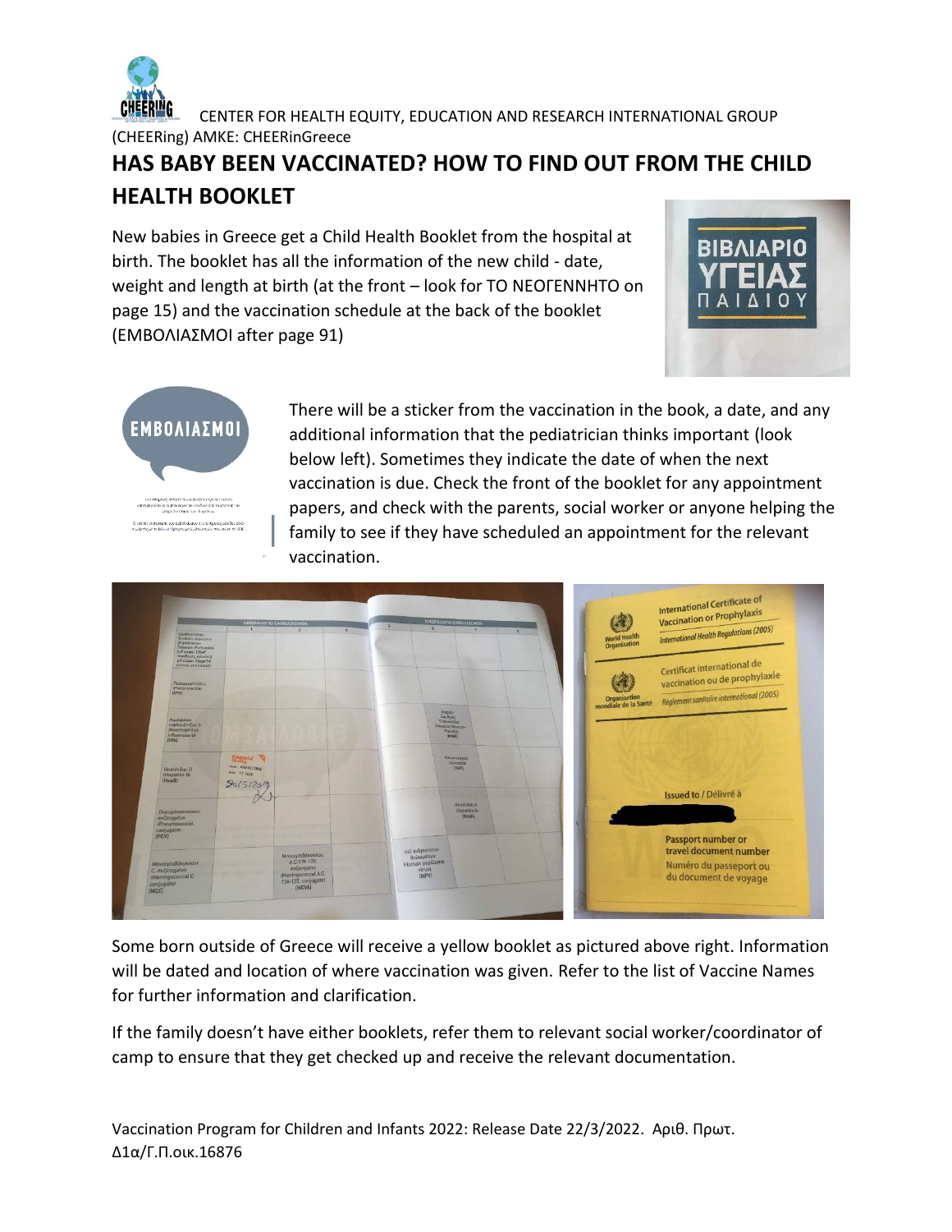CENTER FOR HEALTH EQUITY, EDUCATION AND RESEARCH INTERNATIONAL GROUP (CHEERing) AMKE: CHEERinGreece

# HAS BABY BEEN VACCINATED? HOW TO FIND OUT FROM THE CHILD HEALTH BOOKLET

New babies in Greece get a Child Health Booklet from the hospital at birth. The booklet has all the information of the new child - date, weight and length at birth (at the front – look for ΤΟ ΝΕΟΓΕΝΝΗΤΟ on page 15) and the vaccination schedule at the back of the booklet (ΕΜΒΟΛΙΑΣΜΟΙ after page 91)

There will be a sticker from the vaccination in the book, a date, and any additional information that the pediatrician thinks important (look below left). Sometimes they indicate the date of when the next vaccination is due. Check the front of the booklet for any appointment papers, and check with the parents, social worker or anyone helping the family to see if they have scheduled an appointment for the relevant vaccination.

Some born outside of Greece will receive a yellow booklet as pictured above right. Information will be dated and location of where vaccination was given. Refer to the list of Vaccine Names for further information and clarification.

If the family doesn't have either booklets, refer them to relevant social worker/coordinator of camp to ensure that they get checked up and receive the relevant documentation.

Vaccination Program for Children and Infants 2022: Release Date 22/3/2022. Αριθ. Πρωτ. Δ1α/Γ.Π.οικ.16876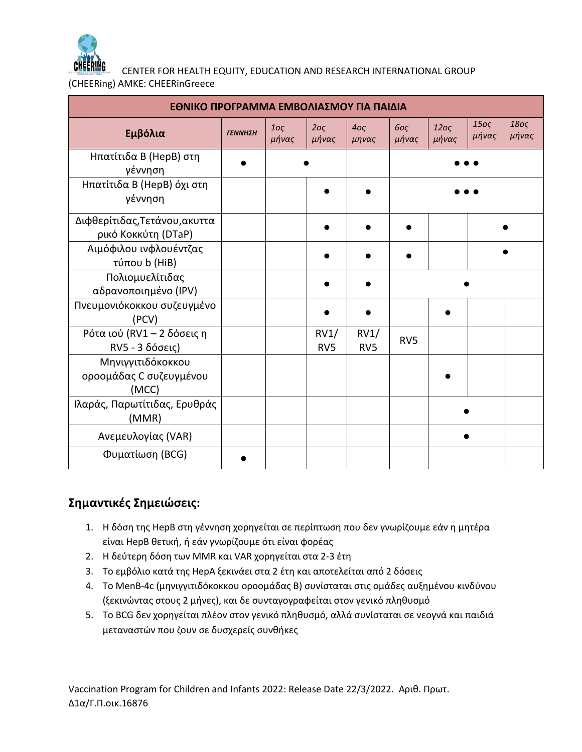| ΕΘΝΙΚΟ ΠΡΟΓΡΑΜΜΑ ΕΜΒΟΛΙΑΣΜΟΥ ΓΙΑ ΠΑΙΔΙΑ | | | | | | | | |
|---|---|---|---|---|---|---|---|---|
| **Εμβόλια** | *ΓΕΝΝΗΣΗ* | *1ος μήνας* | *2ος μήνας* | *4ος μηνας* | *6ος μήνας* | *12ος μήνας* | *15ος μήνας* | *18ος μήνας* |
| Ηπατίτιδα Β (HepB) στη γέννηση | ● | ● | | | ● ● ● | | | |
| Ηπατίτιδα Β (HepB) όχι στη γέννηση | | | ● | ● | ● ● ● | | | |
| Διφθερίτιδας,Τετάνου,ακυττα ρικό Κοκκύτη (DTaP) | | | ● | ● | ● | | ● | |
| Αιμόφιλου ινφλουέντζας τύπου b (HiB) | | | ● | ● | ● | | ● | |
| Πολιομυελίτιδας αδρανοποιημένο (IPV) | | | ● | ● | ● | | | |
| Πνευμονιόκοκκου συζευγμένο (PCV) | | | ● | ● | | ● | | |
| Ρότα ιού (RV1 – 2 δόσεις η RV5 - 3 δόσεις) | | | RV1/ RV5 | RV1/ RV5 | RV5 | | | |
| Μηνιγγιτιδόκοκκου οροομάδας C συζευγμένου (MCC) | | | | | | ● | | |
| Ιλαράς, Παρωτίτιδας, Ερυθράς (MMR) | | | | | | ● | | |
| Ανεμευλογίας (VAR) | | | | | | ● | | |
| Φυματίωση (BCG) | ● | | | | | | | |

## Σημαντικές Σημειώσεις:

1. Η δόση της HepB στη γέννηση χορηγείται σε περίπτωση που δεν γνωρίζουμε εάν η μητέρα είναι HepB θετική, ή εάν γνωρίζουμε ότι είναι φορέας
2. Η δεύτερη δόση των MMR και VAR χορηγείται στα 2-3 έτη
3. Το εμβόλιο κατά της HepA ξεκινάει στα 2 έτη και αποτελείται από 2 δόσεις
4. Το MenB-4c (μηνιγγιτιδόκοκκου οροομάδας Β) συνίσταται στις ομάδες αυξημένου κινδύνου (ξεκινώντας στους 2 μήνες), και δε συνταγογραφείται στον γενικό πληθυσμό
5. Το BCG δεν χορηγείται πλέον στον γενικό πληθυσμό, αλλά συνίσταται σε νεογνά και παιδιά μεταναστών που ζουν σε δυσχερείς συνθήκες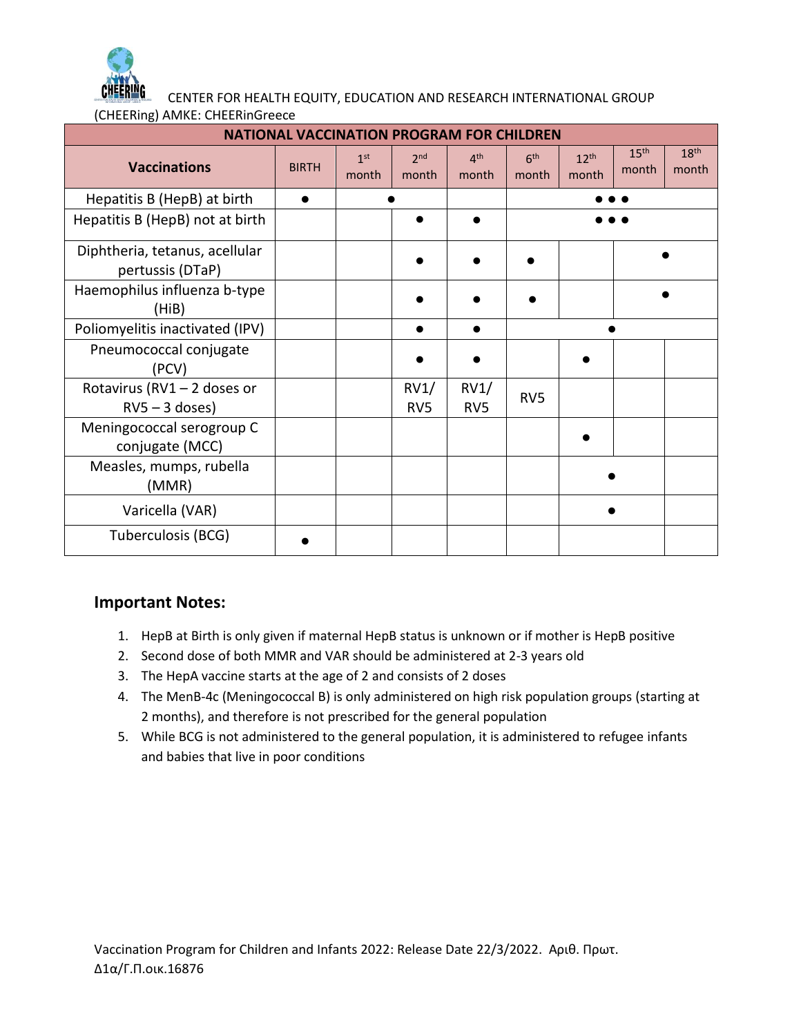| NATIONAL VACCINATION PROGRAM FOR CHILDREN | | | | | | | | |
|---|---|---|---|---|---|---|---|---|
| **Vaccinations** | BIRTH | 1st month | 2nd month | 4th month | 6th month | 12th month | 15th month | 18th month |
| Hepatitis B (HepB) at birth | ● | ● | | | ● ● ● | | | |
| Hepatitis B (HepB) not at birth | | | ● | ● | ● ● ● | | | |
| Diphtheria, tetanus, acellular pertussis (DTaP) | | | ● | ● | ● | | ● | |
| Haemophilus influenza b-type (HiB) | | | ● | ● | ● | | ● | |
| Poliomyelitis inactivated (IPV) | | | ● | ● | ● | | | |
| Pneumococcal conjugate (PCV) | | | ● | ● | | ● | | |
| Rotavirus (RV1 – 2 doses or RV5 – 3 doses) | | | RV1/ RV5 | RV1/ RV5 | RV5 | | | |
| Meningococcal serogroup C conjugate (MCC) | | | | | | ● | | |
| Measles, mumps, rubella (MMR) | | | | | | ● | | |
| Varicella (VAR) | | | | | | ● | | |
| Tuberculosis (BCG) | ● | | | | | | | |

## Important Notes:

1. HepB at Birth is only given if maternal HepB status is unknown or if mother is HepB positive
2. Second dose of both MMR and VAR should be administered at 2-3 years old
3. The HepA vaccine starts at the age of 2 and consists of 2 doses
4. The MenB-4c (Meningococcal B) is only administered on high risk population groups (starting at 2 months), and therefore is not prescribed for the general population
5. While BCG is not administered to the general population, it is administered to refugee infants and babies that live in poor conditions

Vaccination Program for Children and Infants 2022: Release Date 22/3/2022. Αριθ. Πρωτ. Δ1α/Γ.Π.οικ.16876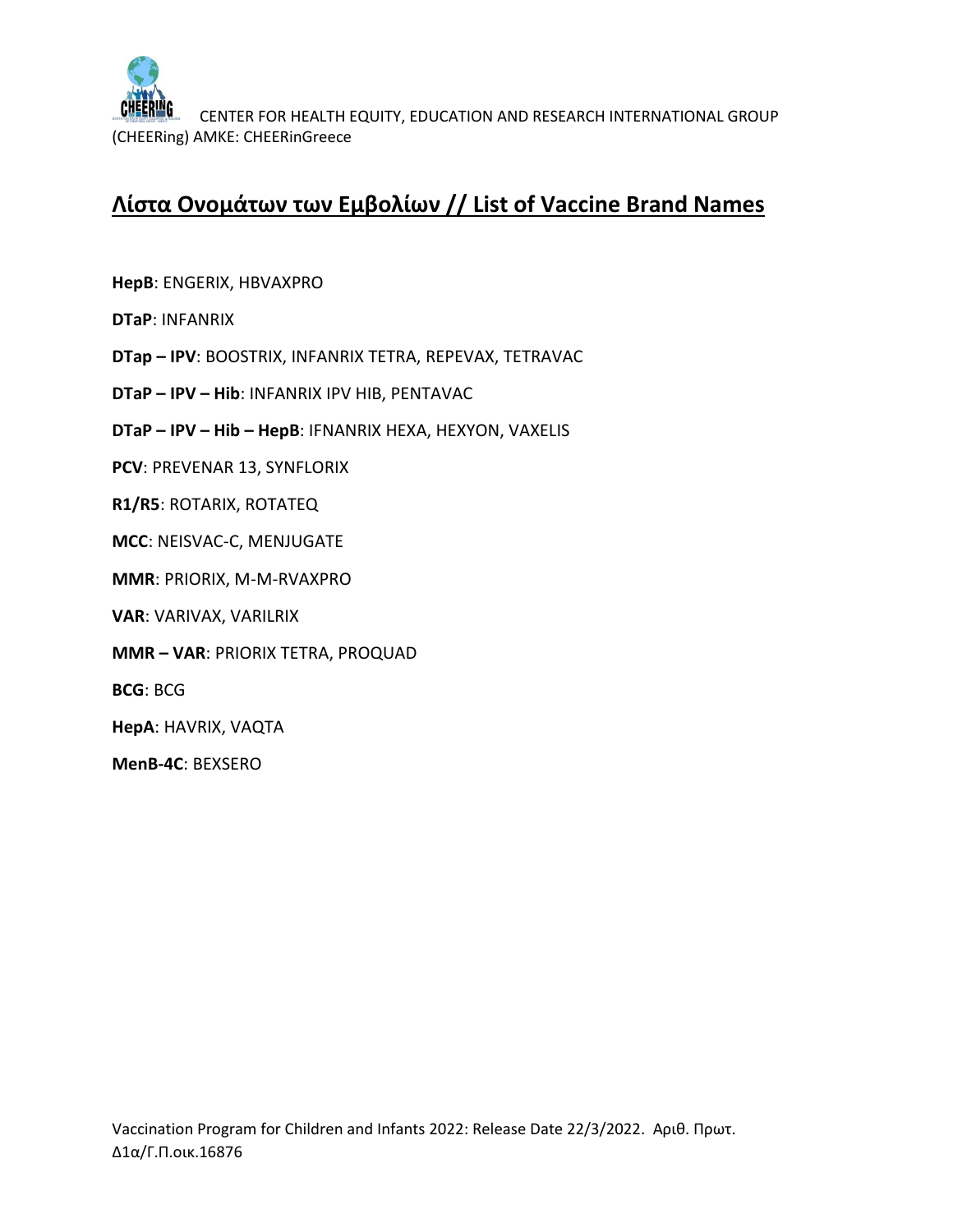CENTER FOR HEALTH EQUITY, EDUCATION AND RESEARCH INTERNATIONAL GROUP (CHEERing) AMKE: CHEERinGreece

## Λίστα Ονομάτων των Εμβολίων // List of Vaccine Brand Names

**HepB**: ENGERIX, HBVAXPRO

**DTaP**: INFANRIX

**DTap – IPV**: BOOSTRIX, INFANRIX TETRA, REPEVAX, TETRAVAC

**DTaP – IPV – Hib**: INFANRIX IPV HIB, PENTAVAC

**DTaP – IPV – Hib – HepB**: IFNANRIX HEXA, HEXYON, VAXELIS

**PCV**: PREVENAR 13, SYNFLORIX

**R1/R5**: ROTARIX, ROTATEQ

**MCC**: NEISVAC-C, MENJUGATE

**MMR**: PRIORIX, M-M-RVAXPRO

**VAR**: VARIVAX, VARILRIX

**MMR – VAR**: PRIORIX TETRA, PROQUAD

**BCG**: BCG

**HepA**: HAVRIX, VAQTA

**MenB-4C**: BEXSERO

Vaccination Program for Children and Infants 2022: Release Date 22/3/2022. Αριθ. Πρωτ. Δ1α/Γ.Π.οικ.16876